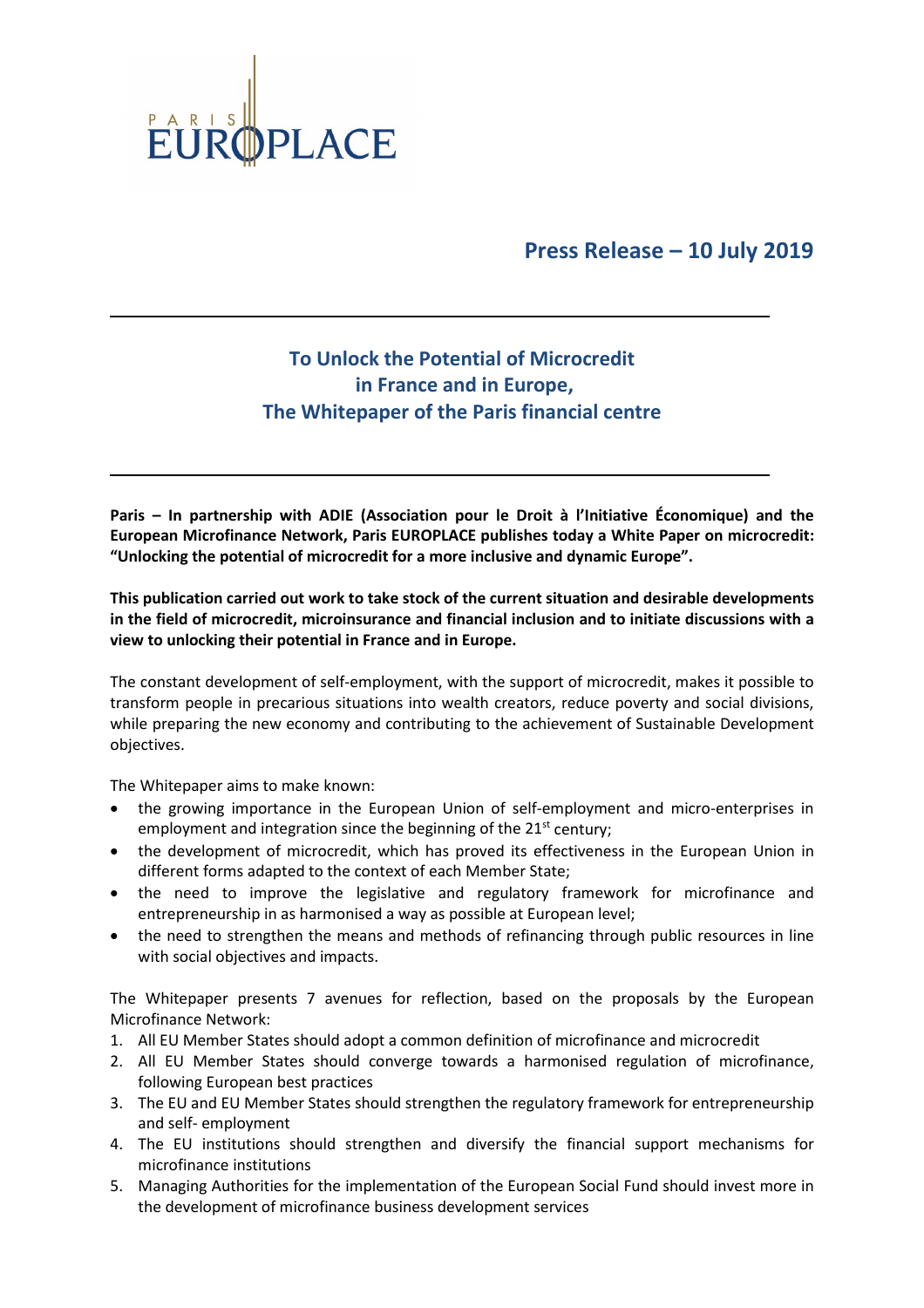PARIS EUROPLACE

**Press Release – 10 July 2019**

---

## To Unlock the Potential of Microcredit in France and in Europe, The Whitepaper of the Paris financial centre

---

**Paris – In partnership with ADIE (Association pour le Droit à l'Initiative Économique) and the European Microfinance Network, Paris EUROPLACE publishes today a White Paper on microcredit: "Unlocking the potential of microcredit for a more inclusive and dynamic Europe".**

**This publication carried out work to take stock of the current situation and desirable developments in the field of microcredit, microinsurance and financial inclusion and to initiate discussions with a view to unlocking their potential in France and in Europe.**

The constant development of self-employment, with the support of microcredit, makes it possible to transform people in precarious situations into wealth creators, reduce poverty and social divisions, while preparing the new economy and contributing to the achievement of Sustainable Development objectives.

The Whitepaper aims to make known:

- the growing importance in the European Union of self-employment and micro-enterprises in employment and integration since the beginning of the 21st century;
- the development of microcredit, which has proved its effectiveness in the European Union in different forms adapted to the context of each Member State;
- the need to improve the legislative and regulatory framework for microfinance and entrepreneurship in as harmonised a way as possible at European level;
- the need to strengthen the means and methods of refinancing through public resources in line with social objectives and impacts.

The Whitepaper presents 7 avenues for reflection, based on the proposals by the European Microfinance Network:

1. All EU Member States should adopt a common definition of microfinance and microcredit
2. All EU Member States should converge towards a harmonised regulation of microfinance, following European best practices
3. The EU and EU Member States should strengthen the regulatory framework for entrepreneurship and self- employment
4. The EU institutions should strengthen and diversify the financial support mechanisms for microfinance institutions
5. Managing Authorities for the implementation of the European Social Fund should invest more in the development of microfinance business development services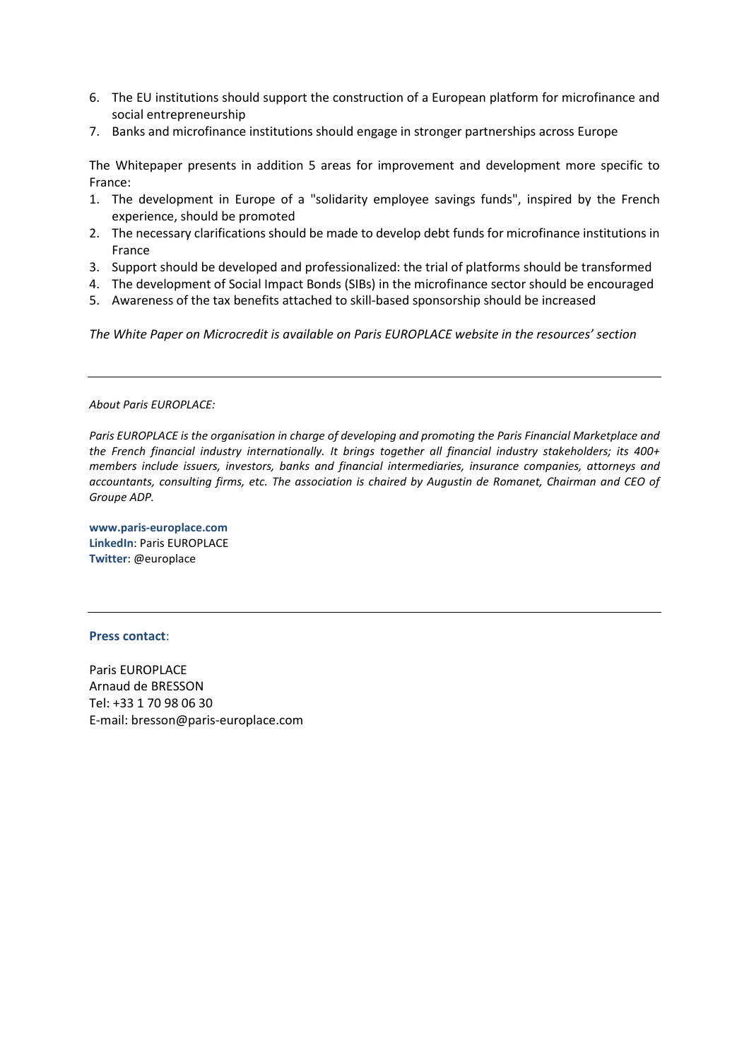6. The EU institutions should support the construction of a European platform for microfinance and social entrepreneurship
7. Banks and microfinance institutions should engage in stronger partnerships across Europe

The Whitepaper presents in addition 5 areas for improvement and development more specific to France:

1. The development in Europe of a "solidarity employee savings funds", inspired by the French experience, should be promoted
2. The necessary clarifications should be made to develop debt funds for microfinance institutions in France
3. Support should be developed and professionalized: the trial of platforms should be transformed
4. The development of Social Impact Bonds (SIBs) in the microfinance sector should be encouraged
5. Awareness of the tax benefits attached to skill-based sponsorship should be increased

*The White Paper on Microcredit is available on Paris EUROPLACE website in the resources' section*

---

*About Paris EUROPLACE:*

*Paris EUROPLACE is the organisation in charge of developing and promoting the Paris Financial Marketplace and the French financial industry internationally. It brings together all financial industry stakeholders; its 400+ members include issuers, investors, banks and financial intermediaries, insurance companies, attorneys and accountants, consulting firms, etc. The association is chaired by Augustin de Romanet, Chairman and CEO of Groupe ADP.*

**www.paris-europlace.com**
**LinkedIn**: Paris EUROPLACE
**Twitter**: @europlace

---

**Press contact**:

Paris EUROPLACE
Arnaud de BRESSON
Tel: +33 1 70 98 06 30
E-mail: bresson@paris-europlace.com